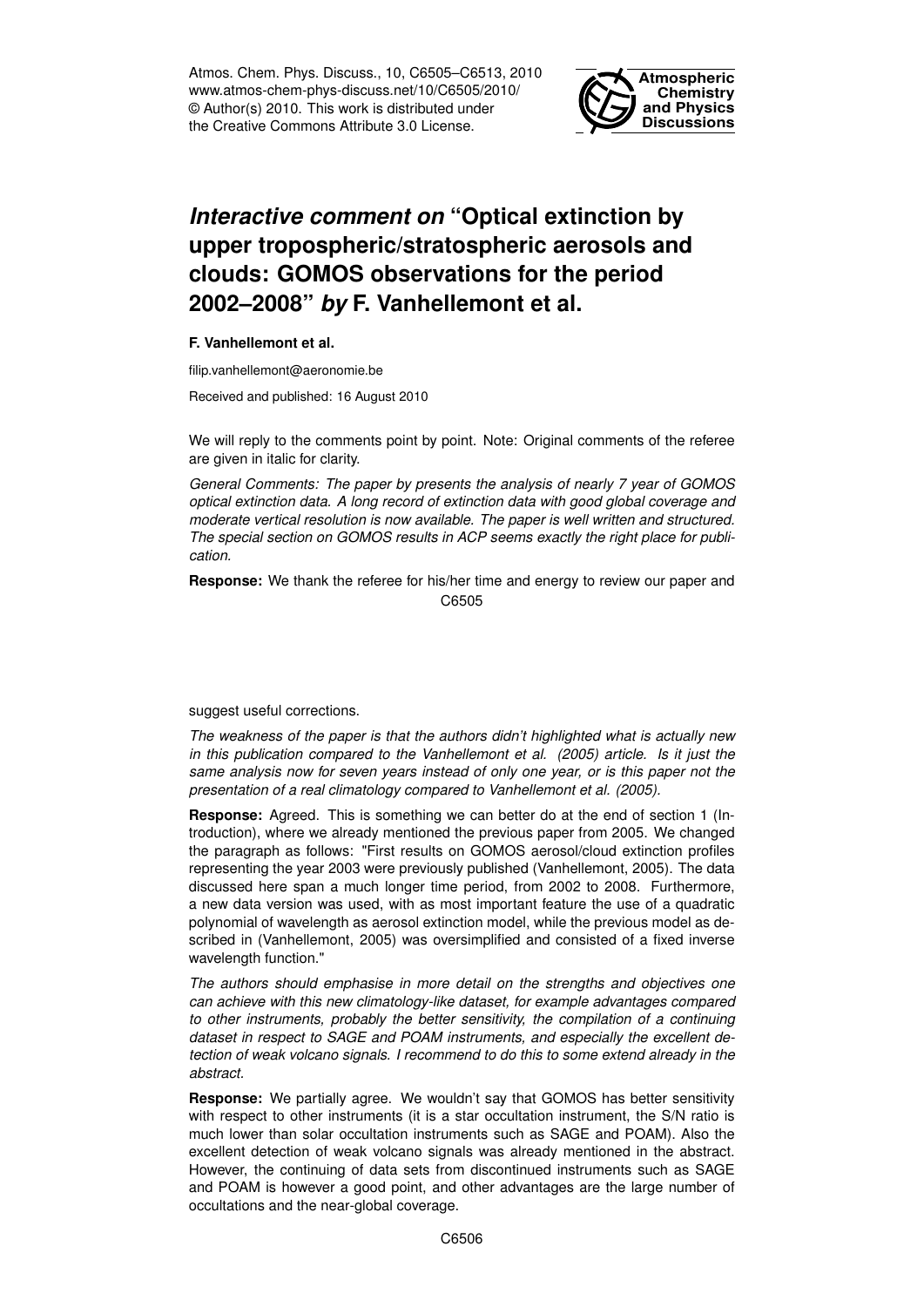# *Interactive comment on* "Optical extinction by upper tropospheric/stratospheric aerosols and clouds: GOMOS observations for the period 2002–2008" *by* F. Vanhellemont et al.

**F. Vanhellemont et al.**

filip.vanhellemont@aeronomie.be

Received and published: 16 August 2010

We will reply to the comments point by point. Note: Original comments of the referee are given in italic for clarity.

*General Comments: The paper by presents the analysis of nearly 7 year of GOMOS optical extinction data. A long record of extinction data with good global coverage and moderate vertical resolution is now available. The paper is well written and structured. The special section on GOMOS results in ACP seems exactly the right place for publication.*

**Response:** We thank the referee for his/her time and energy to review our paper and suggest useful corrections.

*The weakness of the paper is that the authors didn't highlighted what is actually new in this publication compared to the Vanhellemont et al. (2005) article. Is it just the same analysis now for seven years instead of only one year, or is this paper not the presentation of a real climatology compared to Vanhellemont et al. (2005).*

**Response:** Agreed. This is something we can better do at the end of section 1 (Introduction), where we already mentioned the previous paper from 2005. We changed the paragraph as follows: "First results on GOMOS aerosol/cloud extinction profiles representing the year 2003 were previously published (Vanhellemont, 2005). The data discussed here span a much longer time period, from 2002 to 2008. Furthermore, a new data version was used, with as most important feature the use of a quadratic polynomial of wavelength as aerosol extinction model, while the previous model as described in (Vanhellemont, 2005) was oversimplified and consisted of a fixed inverse wavelength function."

*The authors should emphasise in more detail on the strengths and objectives one can achieve with this new climatology-like dataset, for example advantages compared to other instruments, probably the better sensitivity, the compilation of a continuing dataset in respect to SAGE and POAM instruments, and especially the excellent detection of weak volcano signals. I recommend to do this to some extend already in the abstract.*

**Response:** We partially agree. We wouldn't say that GOMOS has better sensitivity with respect to other instruments (it is a star occultation instrument, the S/N ratio is much lower than solar occultation instruments such as SAGE and POAM). Also the excellent detection of weak volcano signals was already mentioned in the abstract. However, the continuing of data sets from discontinued instruments such as SAGE and POAM is however a good point, and other advantages are the large number of occultations and the near-global coverage.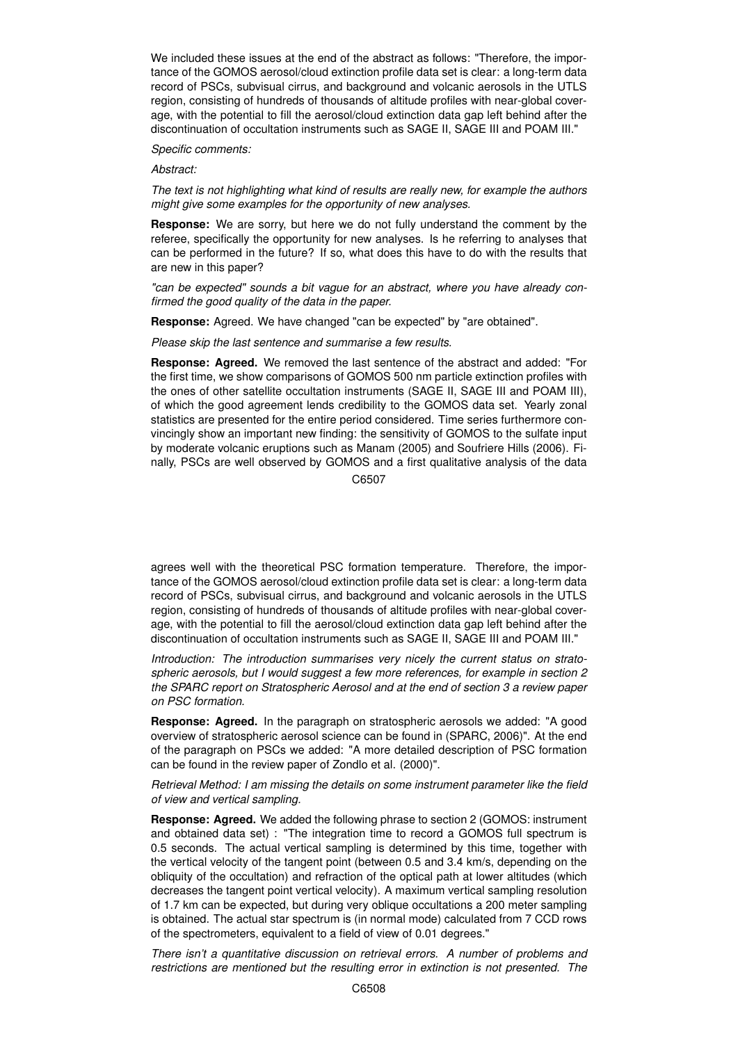We included these issues at the end of the abstract as follows: "Therefore, the importance of the GOMOS aerosol/cloud extinction profile data set is clear: a long-term data record of PSCs, subvisual cirrus, and background and volcanic aerosols in the UTLS region, consisting of hundreds of thousands of altitude profiles with near-global coverage, with the potential to fill the aerosol/cloud extinction data gap left behind after the discontinuation of occultation instruments such as SAGE II, SAGE III and POAM III."

*Specific comments:*

*Abstract:*

*The text is not highlighting what kind of results are really new, for example the authors might give some examples for the opportunity of new analyses.*

**Response:** We are sorry, but here we do not fully understand the comment by the referee, specifically the opportunity for new analyses. Is he referring to analyses that can be performed in the future? If so, what does this have to do with the results that are new in this paper?

*"can be expected" sounds a bit vague for an abstract, where you have already confirmed the good quality of the data in the paper.*

**Response:** Agreed. We have changed "can be expected" by "are obtained".

*Please skip the last sentence and summarise a few results.*

**Response: Agreed.** We removed the last sentence of the abstract and added: "For the first time, we show comparisons of GOMOS 500 nm particle extinction profiles with the ones of other satellite occultation instruments (SAGE II, SAGE III and POAM III), of which the good agreement lends credibility to the GOMOS data set. Yearly zonal statistics are presented for the entire period considered. Time series furthermore convincingly show an important new finding: the sensitivity of GOMOS to the sulfate input by moderate volcanic eruptions such as Manam (2005) and Soufriere Hills (2006). Finally, PSCs are well observed by GOMOS and a first qualitative analysis of the data agrees well with the theoretical PSC formation temperature. Therefore, the importance of the GOMOS aerosol/cloud extinction profile data set is clear: a long-term data record of PSCs, subvisual cirrus, and background and volcanic aerosols in the UTLS region, consisting of hundreds of thousands of altitude profiles with near-global coverage, with the potential to fill the aerosol/cloud extinction data gap left behind after the discontinuation of occultation instruments such as SAGE II, SAGE III and POAM III."

*Introduction: The introduction summarises very nicely the current status on stratospheric aerosols, but I would suggest a few more references, for example in section 2 the SPARC report on Stratospheric Aerosol and at the end of section 3 a review paper on PSC formation.*

**Response: Agreed.** In the paragraph on stratospheric aerosols we added: "A good overview of stratospheric aerosol science can be found in (SPARC, 2006)". At the end of the paragraph on PSCs we added: "A more detailed description of PSC formation can be found in the review paper of Zondlo et al. (2000)".

*Retrieval Method: I am missing the details on some instrument parameter like the field of view and vertical sampling.*

**Response: Agreed.** We added the following phrase to section 2 (GOMOS: instrument and obtained data set) : "The integration time to record a GOMOS full spectrum is 0.5 seconds. The actual vertical sampling is determined by this time, together with the vertical velocity of the tangent point (between 0.5 and 3.4 km/s, depending on the obliquity of the occultation) and refraction of the optical path at lower altitudes (which decreases the tangent point vertical velocity). A maximum vertical sampling resolution of 1.7 km can be expected, but during very oblique occultations a 200 meter sampling is obtained. The actual star spectrum is (in normal mode) calculated from 7 CCD rows of the spectrometers, equivalent to a field of view of 0.01 degrees."

*There isn't a quantitative discussion on retrieval errors. A number of problems and restrictions are mentioned but the resulting error in extinction is not presented. The*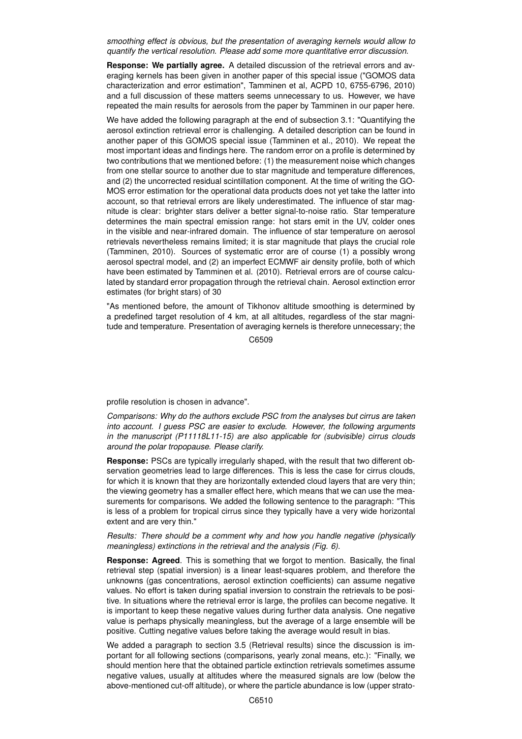*smoothing effect is obvious, but the presentation of averaging kernels would allow to quantify the vertical resolution. Please add some more quantitative error discussion.*

**Response: We partially agree.** A detailed discussion of the retrieval errors and averaging kernels has been given in another paper of this special issue ("GOMOS data characterization and error estimation", Tamminen et al, ACPD 10, 6755-6796, 2010) and a full discussion of these matters seems unnecessary to us. However, we have repeated the main results for aerosols from the paper by Tamminen in our paper here.

We have added the following paragraph at the end of subsection 3.1: "Quantifying the aerosol extinction retrieval error is challenging. A detailed description can be found in another paper of this GOMOS special issue (Tamminen et al., 2010). We repeat the most important ideas and findings here. The random error on a profile is determined by two contributions that we mentioned before: (1) the measurement noise which changes from one stellar source to another due to star magnitude and temperature differences, and (2) the uncorrected residual scintillation component. At the time of writing the GOMOS error estimation for the operational data products does not yet take the latter into account, so that retrieval errors are likely underestimated. The influence of star magnitude is clear: brighter stars deliver a better signal-to-noise ratio. Star temperature determines the main spectral emission range: hot stars emit in the UV, colder ones in the visible and near-infrared domain. The influence of star temperature on aerosol retrievals nevertheless remains limited; it is star magnitude that plays the crucial role (Tamminen, 2010). Sources of systematic error are of course (1) a possibly wrong aerosol spectral model, and (2) an imperfect ECMWF air density profile, both of which have been estimated by Tamminen et al. (2010). Retrieval errors are of course calculated by standard error propagation through the retrieval chain. Aerosol extinction error estimates (for bright stars) of 30

"As mentioned before, the amount of Tikhonov altitude smoothing is determined by a predefined target resolution of 4 km, at all altitudes, regardless of the star magnitude and temperature. Presentation of averaging kernels is therefore unnecessary; the profile resolution is chosen in advance".

*Comparisons: Why do the authors exclude PSC from the analyses but cirrus are taken into account. I guess PSC are easier to exclude. However, the following arguments in the manuscript (P11118L11-15) are also applicable for (subvisible) cirrus clouds around the polar tropopause. Please clarify.*

**Response:** PSCs are typically irregularly shaped, with the result that two different observation geometries lead to large differences. This is less the case for cirrus clouds, for which it is known that they are horizontally extended cloud layers that are very thin; the viewing geometry has a smaller effect here, which means that we can use the measurements for comparisons. We added the following sentence to the paragraph: "This is less of a problem for tropical cirrus since they typically have a very wide horizontal extent and are very thin."

*Results: There should be a comment why and how you handle negative (physically meaningless) extinctions in the retrieval and the analysis (Fig. 6).*

**Response: Agreed**. This is something that we forgot to mention. Basically, the final retrieval step (spatial inversion) is a linear least-squares problem, and therefore the unknowns (gas concentrations, aerosol extinction coefficients) can assume negative values. No effort is taken during spatial inversion to constrain the retrievals to be positive. In situations where the retrieval error is large, the profiles can become negative. It is important to keep these negative values during further data analysis. One negative value is perhaps physically meaningless, but the average of a large ensemble will be positive. Cutting negative values before taking the average would result in bias.

We added a paragraph to section 3.5 (Retrieval results) since the discussion is important for all following sections (comparisons, yearly zonal means, etc.): "Finally, we should mention here that the obtained particle extinction retrievals sometimes assume negative values, usually at altitudes where the measured signals are low (below the above-mentioned cut-off altitude), or where the particle abundance is low (upper strato-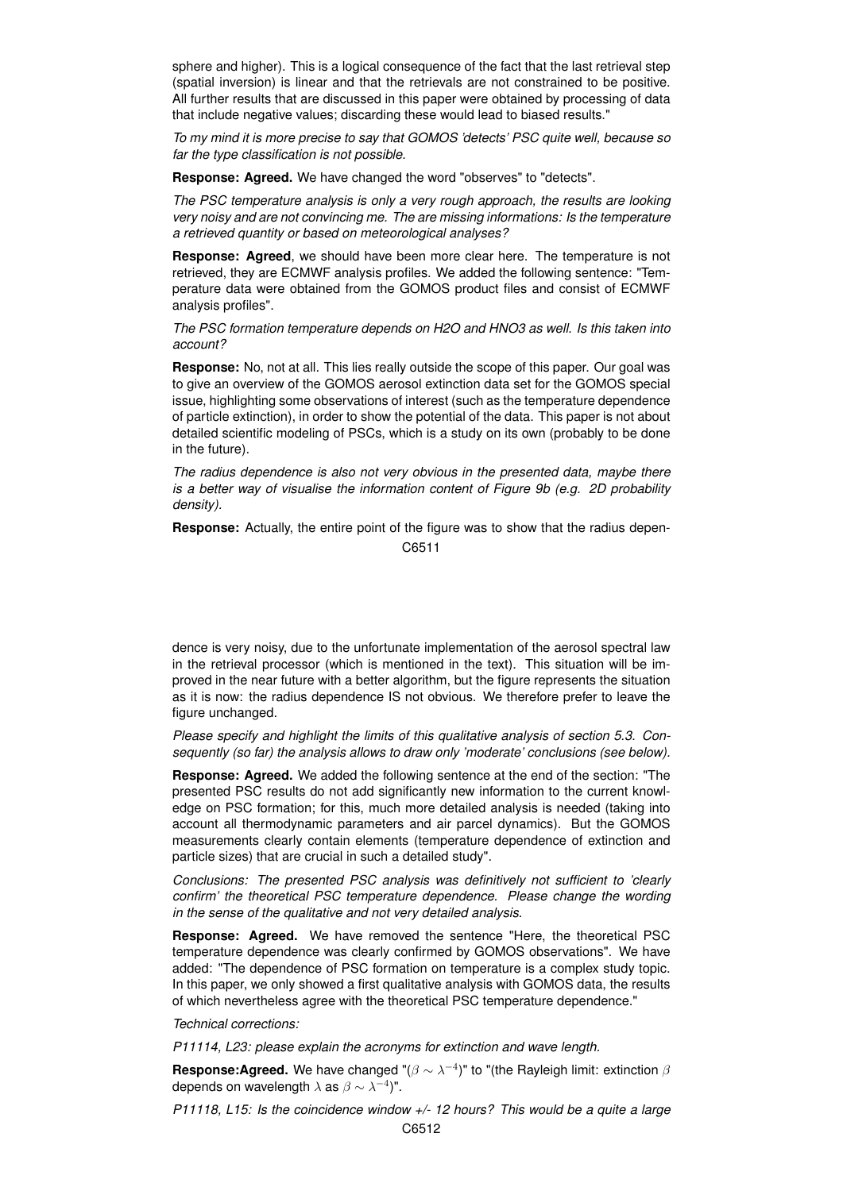sphere and higher). This is a logical consequence of the fact that the last retrieval step (spatial inversion) is linear and that the retrievals are not constrained to be positive. All further results that are discussed in this paper were obtained by processing of data that include negative values; discarding these would lead to biased results."

*To my mind it is more precise to say that GOMOS 'detects' PSC quite well, because so far the type classification is not possible.*

**Response: Agreed.** We have changed the word "observes" to "detects".

*The PSC temperature analysis is only a very rough approach, the results are looking very noisy and are not convincing me. The are missing informations: Is the temperature a retrieved quantity or based on meteorological analyses?*

**Response: Agreed**, we should have been more clear here. The temperature is not retrieved, they are ECMWF analysis profiles. We added the following sentence: "Temperature data were obtained from the GOMOS product files and consist of ECMWF analysis profiles".

*The PSC formation temperature depends on H2O and HNO3 as well. Is this taken into account?*

**Response:** No, not at all. This lies really outside the scope of this paper. Our goal was to give an overview of the GOMOS aerosol extinction data set for the GOMOS special issue, highlighting some observations of interest (such as the temperature dependence of particle extinction), in order to show the potential of the data. This paper is not about detailed scientific modeling of PSCs, which is a study on its own (probably to be done in the future).

*The radius dependence is also not very obvious in the presented data, maybe there is a better way of visualise the information content of Figure 9b (e.g. 2D probability density).*

**Response:** Actually, the entire point of the figure was to show that the radius dependence is very noisy, due to the unfortunate implementation of the aerosol spectral law in the retrieval processor (which is mentioned in the text). This situation will be improved in the near future with a better algorithm, but the figure represents the situation as it is now: the radius dependence IS not obvious. We therefore prefer to leave the figure unchanged.

*Please specify and highlight the limits of this qualitative analysis of section 5.3. Consequently (so far) the analysis allows to draw only 'moderate' conclusions (see below).*

**Response: Agreed.** We added the following sentence at the end of the section: "The presented PSC results do not add significantly new information to the current knowledge on PSC formation; for this, much more detailed analysis is needed (taking into account all thermodynamic parameters and air parcel dynamics). But the GOMOS measurements clearly contain elements (temperature dependence of extinction and particle sizes) that are crucial in such a detailed study".

*Conclusions: The presented PSC analysis was definitively not sufficient to 'clearly confirm' the theoretical PSC temperature dependence. Please change the wording in the sense of the qualitative and not very detailed analysis.*

**Response: Agreed.** We have removed the sentence "Here, the theoretical PSC temperature dependence was clearly confirmed by GOMOS observations". We have added: "The dependence of PSC formation on temperature is a complex study topic. In this paper, we only showed a first qualitative analysis with GOMOS data, the results of which nevertheless agree with the theoretical PSC temperature dependence."

*Technical corrections:*

*P11114, L23: please explain the acronyms for extinction and wave length.*

**Response:Agreed.** We have changed "($\beta \sim \lambda^{-4}$)" to "(the Rayleigh limit: extinction $\beta$ depends on wavelength $\lambda$ as $\beta \sim \lambda^{-4}$)".

*P11118, L15: Is the coincidence window +/- 12 hours? This would be a quite a large*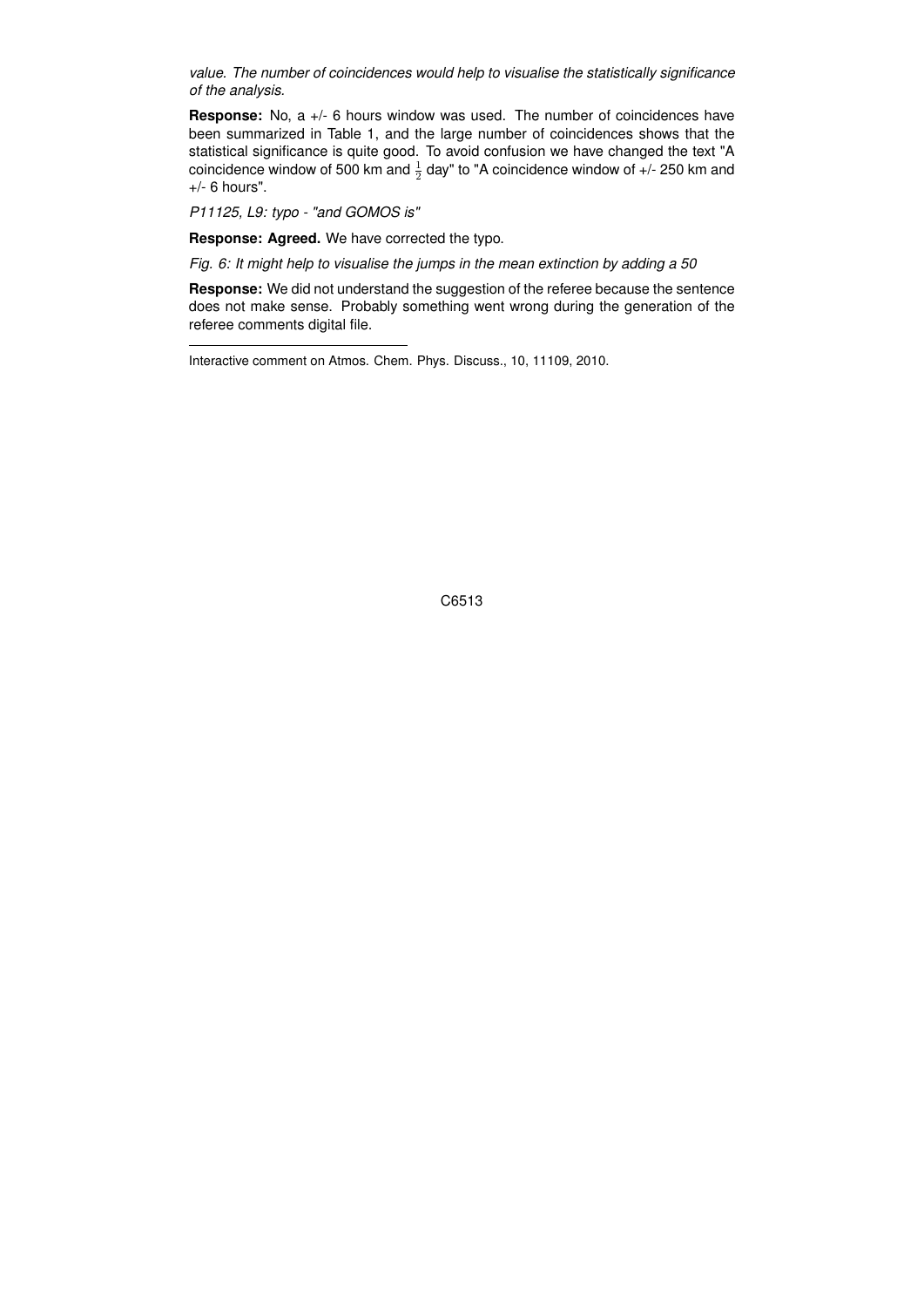*value. The number of coincidences would help to visualise the statistically significance of the analysis.*

**Response:** No, a +/- 6 hours window was used. The number of coincidences have been summarized in Table 1, and the large number of coincidences shows that the statistical significance is quite good. To avoid confusion we have changed the text "A coincidence window of 500 km and $\frac{1}{2}$ day" to "A coincidence window of +/- 250 km and +/- 6 hours".

*P11125, L9: typo - "and GOMOS is"*

**Response: Agreed.** We have corrected the typo.

*Fig. 6: It might help to visualise the jumps in the mean extinction by adding a 50*

**Response:** We did not understand the suggestion of the referee because the sentence does not make sense. Probably something went wrong during the generation of the referee comments digital file.

---

Interactive comment on Atmos. Chem. Phys. Discuss., 10, 11109, 2010.